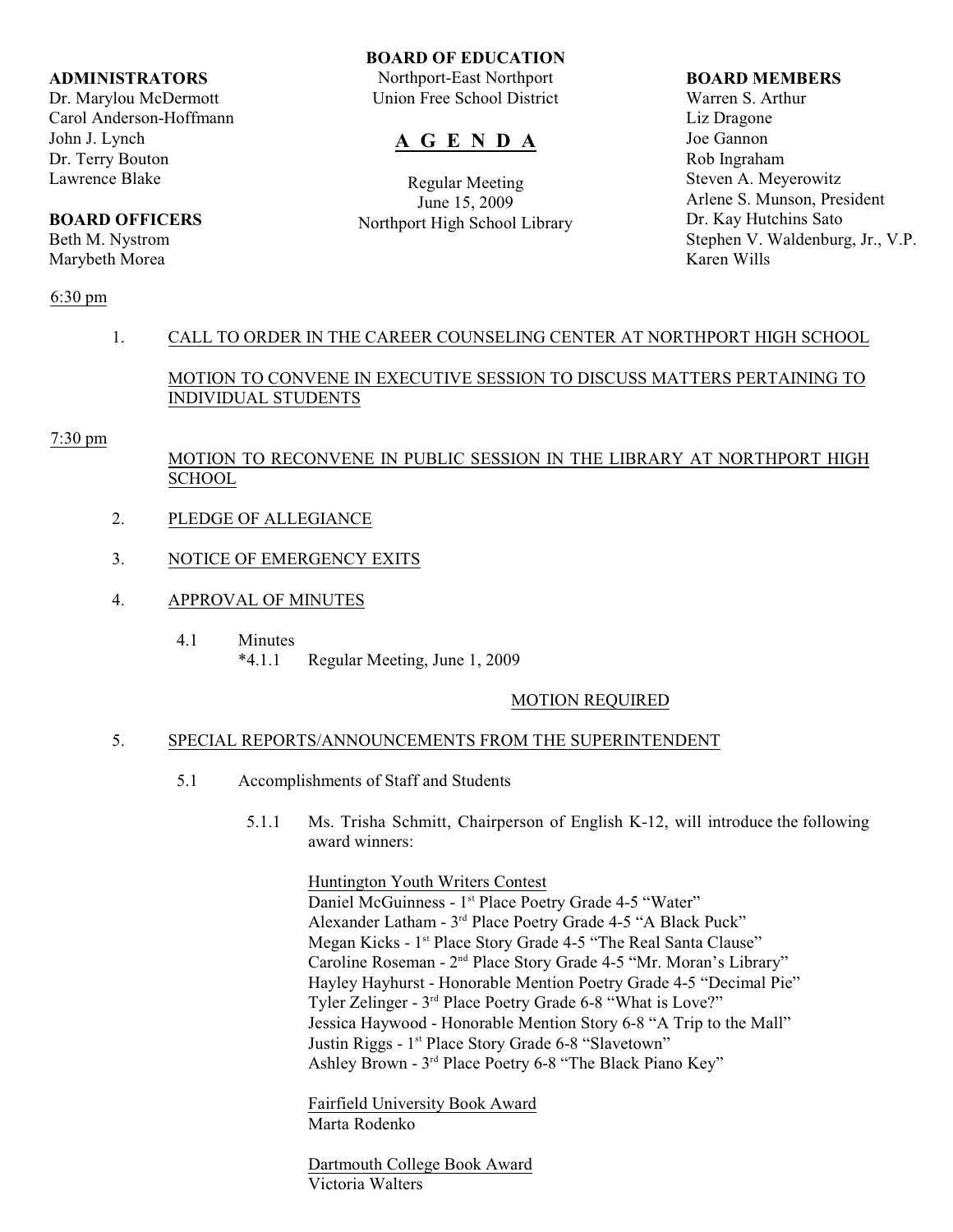**ADMINISTRATORS**
Dr. Marylou McDermott
Carol Anderson-Hoffmann
John J. Lynch
Dr. Terry Bouton
Lawrence Blake

**BOARD OFFICERS**
Beth M. Nystrom
Marybeth Morea

**BOARD OF EDUCATION**
Northport-East Northport
Union Free School District

# A G E N D A

Regular Meeting
June 15, 2009
Northport High School Library

**BOARD MEMBERS**
Warren S. Arthur
Liz Dragone
Joe Gannon
Rob Ingraham
Steven A. Meyerowitz
Arlene S. Munson, President
Dr. Kay Hutchins Sato
Stephen V. Waldenburg, Jr., V.P.
Karen Wills

6:30 pm

1. CALL TO ORDER IN THE CAREER COUNSELING CENTER AT NORTHPORT HIGH SCHOOL

   MOTION TO CONVENE IN EXECUTIVE SESSION TO DISCUSS MATTERS PERTAINING TO INDIVIDUAL STUDENTS

7:30 pm

   MOTION TO RECONVENE IN PUBLIC SESSION IN THE LIBRARY AT NORTHPORT HIGH SCHOOL

2. PLEDGE OF ALLEGIANCE

3. NOTICE OF EMERGENCY EXITS

4. APPROVAL OF MINUTES

   4.1 Minutes
   *4.1.1 Regular Meeting, June 1, 2009

   MOTION REQUIRED

5. SPECIAL REPORTS/ANNOUNCEMENTS FROM THE SUPERINTENDENT

   5.1 Accomplishments of Staff and Students

   5.1.1 Ms. Trisha Schmitt, Chairperson of English K-12, will introduce the following award winners:

   Huntington Youth Writers Contest
   Daniel McGuinness - 1st Place Poetry Grade 4-5 "Water"
   Alexander Latham - 3rd Place Poetry Grade 4-5 "A Black Puck"
   Megan Kicks - 1st Place Story Grade 4-5 "The Real Santa Clause"
   Caroline Roseman - 2nd Place Story Grade 4-5 "Mr. Moran's Library"
   Hayley Hayhurst - Honorable Mention Poetry Grade 4-5 "Decimal Pie"
   Tyler Zelinger - 3rd Place Poetry Grade 6-8 "What is Love?"
   Jessica Haywood - Honorable Mention Story 6-8 "A Trip to the Mall"
   Justin Riggs - 1st Place Story Grade 6-8 "Slavetown"
   Ashley Brown - 3rd Place Poetry 6-8 "The Black Piano Key"

   Fairfield University Book Award
   Marta Rodenko

   Dartmouth College Book Award
   Victoria Walters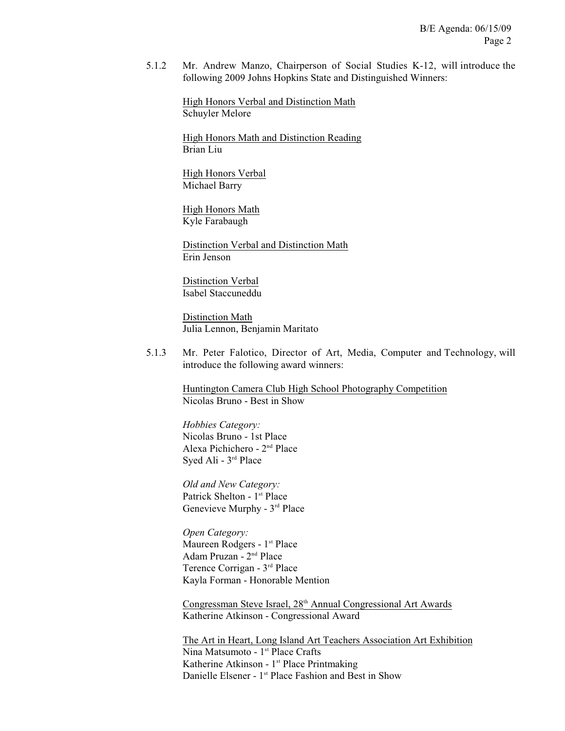5.1.2 Mr. Andrew Manzo, Chairperson of Social Studies K-12, will introduce the following 2009 Johns Hopkins State and Distinguished Winners:

High Honors Verbal and Distinction Math
Schuyler Melore

High Honors Math and Distinction Reading
Brian Liu

High Honors Verbal
Michael Barry

High Honors Math
Kyle Farabaugh

Distinction Verbal and Distinction Math
Erin Jenson

Distinction Verbal
Isabel Staccuneddu

Distinction Math
Julia Lennon, Benjamin Maritato

5.1.3 Mr. Peter Falotico, Director of Art, Media, Computer and Technology, will introduce the following award winners:

Huntington Camera Club High School Photography Competition
Nicolas Bruno - Best in Show

*Hobbies Category:*
Nicolas Bruno - 1st Place
Alexa Pichichero - 2nd Place
Syed Ali - 3rd Place

*Old and New Category:*
Patrick Shelton - 1st Place
Genevieve Murphy - 3rd Place

*Open Category:*
Maureen Rodgers - 1st Place
Adam Pruzan - 2nd Place
Terence Corrigan - 3rd Place
Kayla Forman - Honorable Mention

Congressman Steve Israel, 28th Annual Congressional Art Awards
Katherine Atkinson - Congressional Award

The Art in Heart, Long Island Art Teachers Association Art Exhibition
Nina Matsumoto - 1st Place Crafts
Katherine Atkinson - 1st Place Printmaking
Danielle Elsener - 1st Place Fashion and Best in Show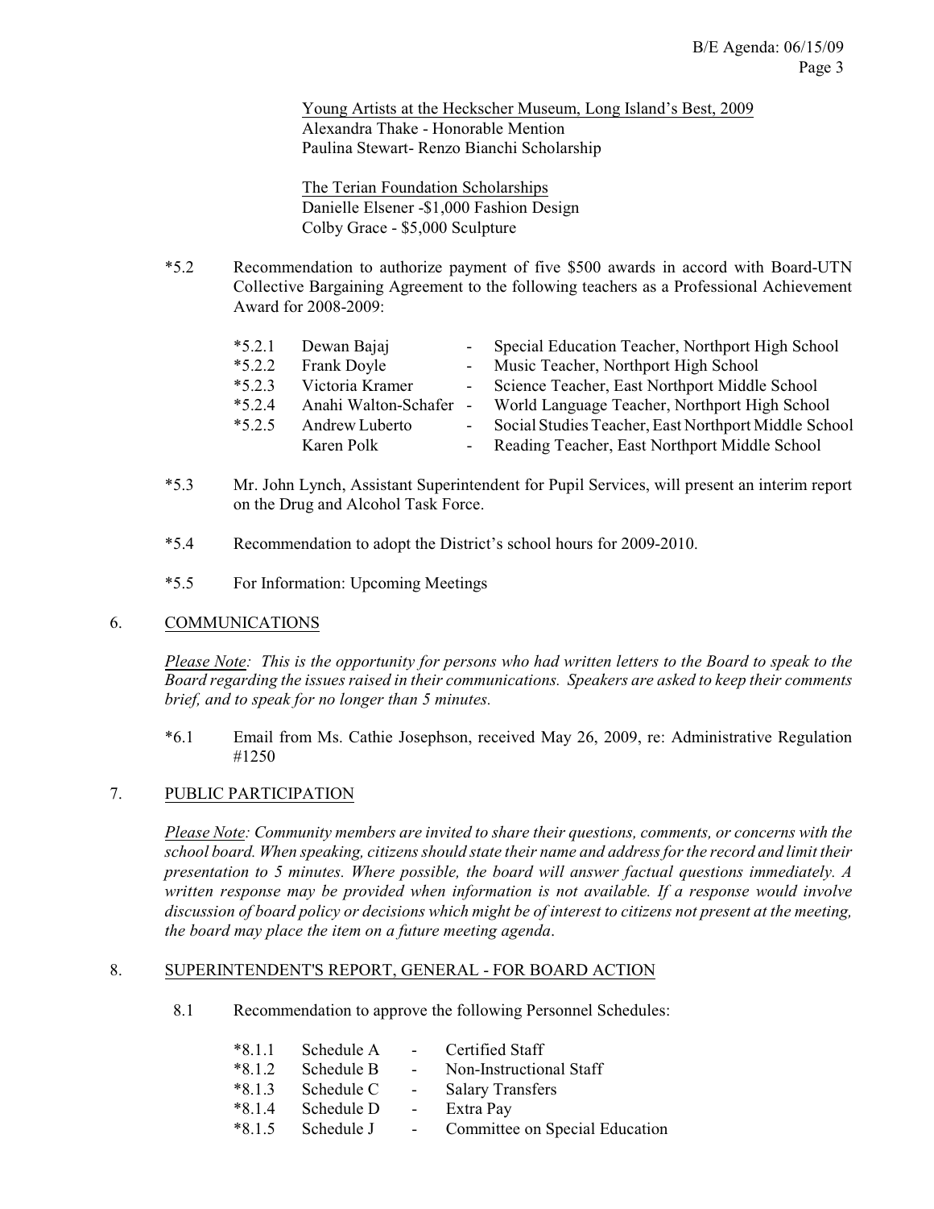Young Artists at the Heckscher Museum, Long Island's Best, 2009
Alexandra Thake - Honorable Mention
Paulina Stewart- Renzo Bianchi Scholarship

The Terian Foundation Scholarships
Danielle Elsener -$1,000 Fashion Design
Colby Grace - $5,000 Sculpture

*5.2 Recommendation to authorize payment of five $500 awards in accord with Board-UTN Collective Bargaining Agreement to the following teachers as a Professional Achievement Award for 2008-2009:

| | | | |
|---|---|---|---|
| *5.2.1 | Dewan Bajaj | - | Special Education Teacher, Northport High School |
| *5.2.2 | Frank Doyle | - | Music Teacher, Northport High School |
| *5.2.3 | Victoria Kramer | - | Science Teacher, East Northport Middle School |
| *5.2.4 | Anahi Walton-Schafer | - | World Language Teacher, Northport High School |
| *5.2.5 | Andrew Luberto | - | Social Studies Teacher, East Northport Middle School |
| | Karen Polk | - | Reading Teacher, East Northport Middle School |

*5.3 Mr. John Lynch, Assistant Superintendent for Pupil Services, will present an interim report on the Drug and Alcohol Task Force.

*5.4 Recommendation to adopt the District's school hours for 2009-2010.

*5.5 For Information: Upcoming Meetings

## 6. COMMUNICATIONS

*Please Note: This is the opportunity for persons who had written letters to the Board to speak to the Board regarding the issues raised in their communications. Speakers are asked to keep their comments brief, and to speak for no longer than 5 minutes.*

*6.1 Email from Ms. Cathie Josephson, received May 26, 2009, re: Administrative Regulation #1250

## 7. PUBLIC PARTICIPATION

*Please Note: Community members are invited to share their questions, comments, or concerns with the school board. When speaking, citizens should state their name and address for the record and limit their presentation to 5 minutes. Where possible, the board will answer factual questions immediately. A written response may be provided when information is not available. If a response would involve discussion of board policy or decisions which might be of interest to citizens not present at the meeting, the board may place the item on a future meeting agenda.*

## 8. SUPERINTENDENT'S REPORT, GENERAL - FOR BOARD ACTION

8.1 Recommendation to approve the following Personnel Schedules:

| | | | |
|---|---|---|---|
| *8.1.1 | Schedule A | - | Certified Staff |
| *8.1.2 | Schedule B | - | Non-Instructional Staff |
| *8.1.3 | Schedule C | - | Salary Transfers |
| *8.1.4 | Schedule D | - | Extra Pay |
| *8.1.5 | Schedule J | - | Committee on Special Education |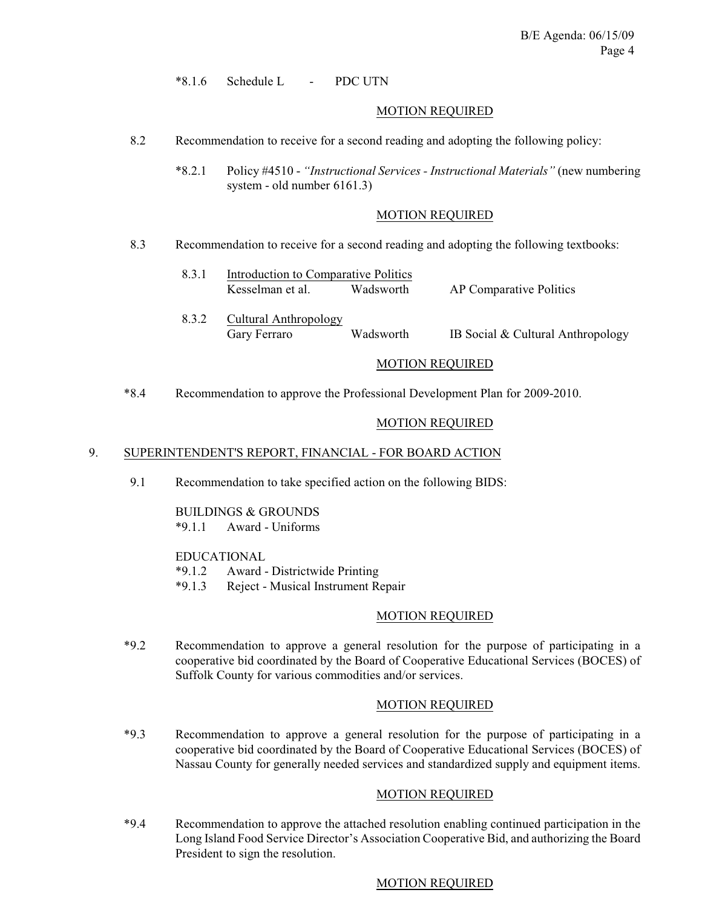*8.1.6 Schedule L - PDC UTN

MOTION REQUIRED

8.2 Recommendation to receive for a second reading and adopting the following policy:

*8.2.1 Policy #4510 - *"Instructional Services - Instructional Materials"* (new numbering system - old number 6161.3)

MOTION REQUIRED

8.3 Recommendation to receive for a second reading and adopting the following textbooks:

8.3.1 Introduction to Comparative Politics
Kesselman et al. Wadsworth AP Comparative Politics

8.3.2 Cultural Anthropology
Gary Ferraro Wadsworth IB Social & Cultural Anthropology

MOTION REQUIRED

*8.4 Recommendation to approve the Professional Development Plan for 2009-2010.

MOTION REQUIRED

## 9. SUPERINTENDENT'S REPORT, FINANCIAL - FOR BOARD ACTION

9.1 Recommendation to take specified action on the following BIDS:

BUILDINGS & GROUNDS
*9.1.1 Award - Uniforms

EDUCATIONAL
*9.1.2 Award - Districtwide Printing
*9.1.3 Reject - Musical Instrument Repair

MOTION REQUIRED

*9.2 Recommendation to approve a general resolution for the purpose of participating in a cooperative bid coordinated by the Board of Cooperative Educational Services (BOCES) of Suffolk County for various commodities and/or services.

MOTION REQUIRED

*9.3 Recommendation to approve a general resolution for the purpose of participating in a cooperative bid coordinated by the Board of Cooperative Educational Services (BOCES) of Nassau County for generally needed services and standardized supply and equipment items.

MOTION REQUIRED

*9.4 Recommendation to approve the attached resolution enabling continued participation in the Long Island Food Service Director's Association Cooperative Bid, and authorizing the Board President to sign the resolution.

MOTION REQUIRED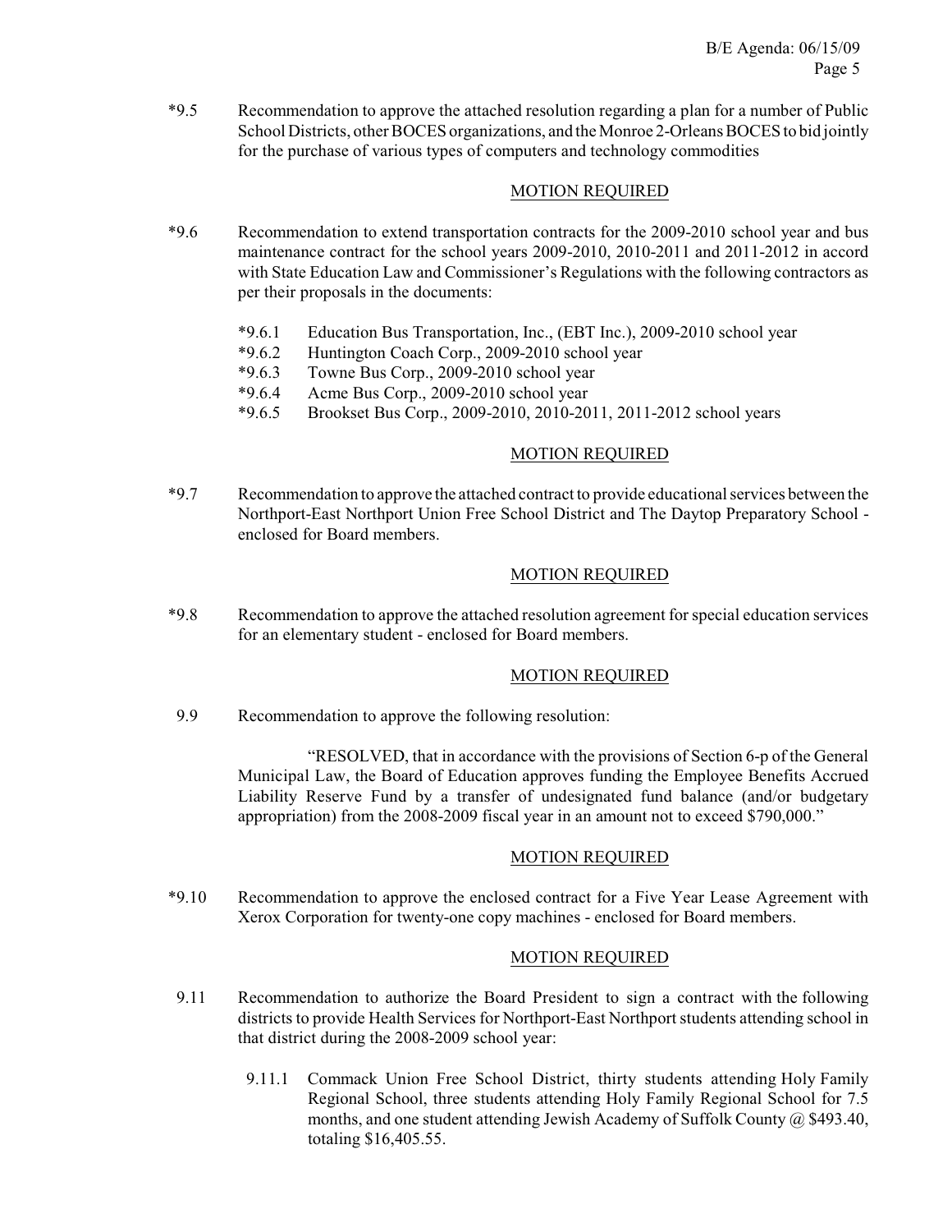*9.5 Recommendation to approve the attached resolution regarding a plan for a number of Public School Districts, other BOCES organizations, and the Monroe 2-Orleans BOCES to bid jointly for the purchase of various types of computers and technology commodities

MOTION REQUIRED

*9.6 Recommendation to extend transportation contracts for the 2009-2010 school year and bus maintenance contract for the school years 2009-2010, 2010-2011 and 2011-2012 in accord with State Education Law and Commissioner's Regulations with the following contractors as per their proposals in the documents:

- *9.6.1 Education Bus Transportation, Inc., (EBT Inc.), 2009-2010 school year
- *9.6.2 Huntington Coach Corp., 2009-2010 school year
- *9.6.3 Towne Bus Corp., 2009-2010 school year
- *9.6.4 Acme Bus Corp., 2009-2010 school year
- *9.6.5 Brookset Bus Corp., 2009-2010, 2010-2011, 2011-2012 school years

MOTION REQUIRED

*9.7 Recommendation to approve the attached contract to provide educational services between the Northport-East Northport Union Free School District and The Daytop Preparatory School - enclosed for Board members.

MOTION REQUIRED

*9.8 Recommendation to approve the attached resolution agreement for special education services for an elementary student - enclosed for Board members.

MOTION REQUIRED

9.9 Recommendation to approve the following resolution:

"RESOLVED, that in accordance with the provisions of Section 6-p of the General Municipal Law, the Board of Education approves funding the Employee Benefits Accrued Liability Reserve Fund by a transfer of undesignated fund balance (and/or budgetary appropriation) from the 2008-2009 fiscal year in an amount not to exceed $790,000."

MOTION REQUIRED

*9.10 Recommendation to approve the enclosed contract for a Five Year Lease Agreement with Xerox Corporation for twenty-one copy machines - enclosed for Board members.

MOTION REQUIRED

9.11 Recommendation to authorize the Board President to sign a contract with the following districts to provide Health Services for Northport-East Northport students attending school in that district during the 2008-2009 school year:

- 9.11.1 Commack Union Free School District, thirty students attending Holy Family Regional School, three students attending Holy Family Regional School for 7.5 months, and one student attending Jewish Academy of Suffolk County @ $493.40, totaling $16,405.55.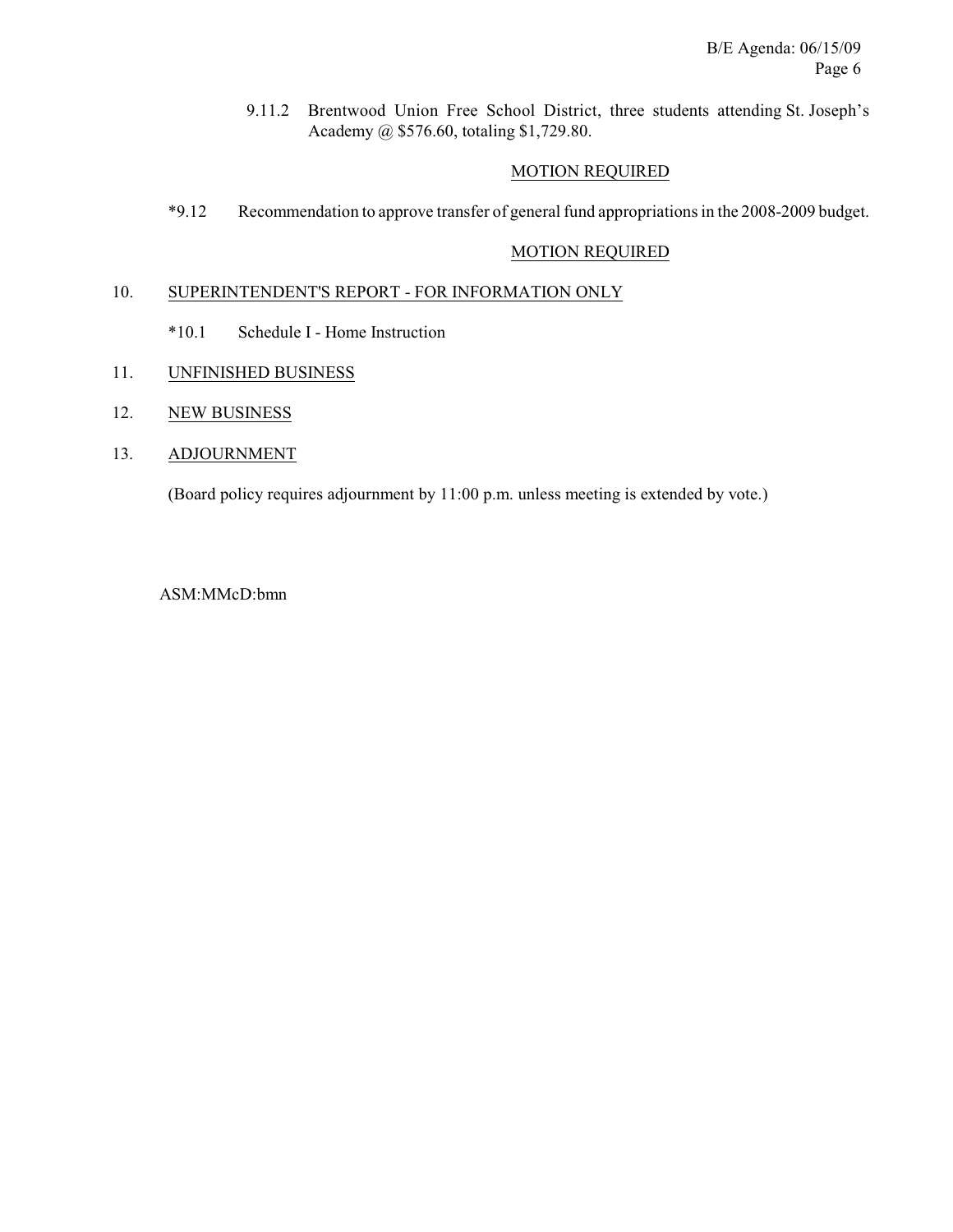9.11.2 Brentwood Union Free School District, three students attending St. Joseph's Academy @ $576.60, totaling $1,729.80.

MOTION REQUIRED

*9.12 Recommendation to approve transfer of general fund appropriations in the 2008-2009 budget.

MOTION REQUIRED

10. SUPERINTENDENT'S REPORT - FOR INFORMATION ONLY

*10.1 Schedule I - Home Instruction

11. UNFINISHED BUSINESS

12. NEW BUSINESS

13. ADJOURNMENT

(Board policy requires adjournment by 11:00 p.m. unless meeting is extended by vote.)

ASM:MMcD:bmn